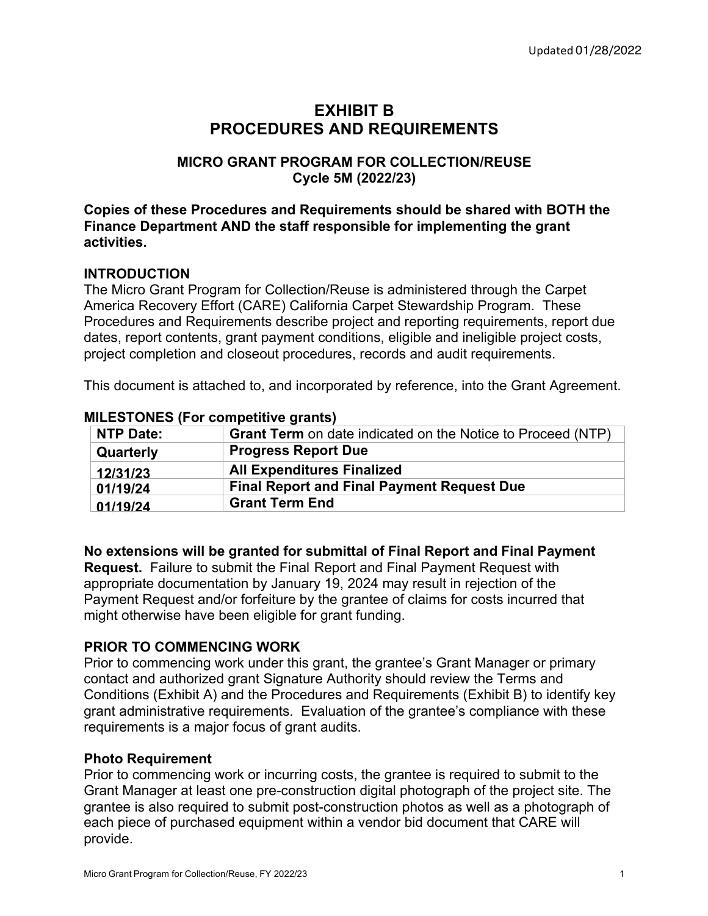Updated 01/28/2022

# EXHIBIT B
# PROCEDURES AND REQUIREMENTS

## MICRO GRANT PROGRAM FOR COLLECTION/REUSE
## Cycle 5M (2022/23)

**Copies of these Procedures and Requirements should be shared with BOTH the Finance Department AND the staff responsible for implementing the grant activities.**

### INTRODUCTION

The Micro Grant Program for Collection/Reuse is administered through the Carpet America Recovery Effort (CARE) California Carpet Stewardship Program. These Procedures and Requirements describe project and reporting requirements, report due dates, report contents, grant payment conditions, eligible and ineligible project costs, project completion and closeout procedures, records and audit requirements.

This document is attached to, and incorporated by reference, into the Grant Agreement.

### MILESTONES (For competitive grants)

| NTP Date: | **Grant Term** on date indicated on the Notice to Proceed (NTP) |
|---|---|
| **Quarterly** | **Progress Report Due** |
| **12/31/23** | **All Expenditures Finalized** |
| **01/19/24** | **Final Report and Final Payment Request Due** |
| **01/19/24** | **Grant Term End** |

**No extensions will be granted for submittal of Final Report and Final Payment Request.** Failure to submit the Final Report and Final Payment Request with appropriate documentation by January 19, 2024 may result in rejection of the Payment Request and/or forfeiture by the grantee of claims for costs incurred that might otherwise have been eligible for grant funding.

### PRIOR TO COMMENCING WORK

Prior to commencing work under this grant, the grantee's Grant Manager or primary contact and authorized grant Signature Authority should review the Terms and Conditions (Exhibit A) and the Procedures and Requirements (Exhibit B) to identify key grant administrative requirements. Evaluation of the grantee's compliance with these requirements is a major focus of grant audits.

#### Photo Requirement

Prior to commencing work or incurring costs, the grantee is required to submit to the Grant Manager at least one pre-construction digital photograph of the project site. The grantee is also required to submit post-construction photos as well as a photograph of each piece of purchased equipment within a vendor bid document that CARE will provide.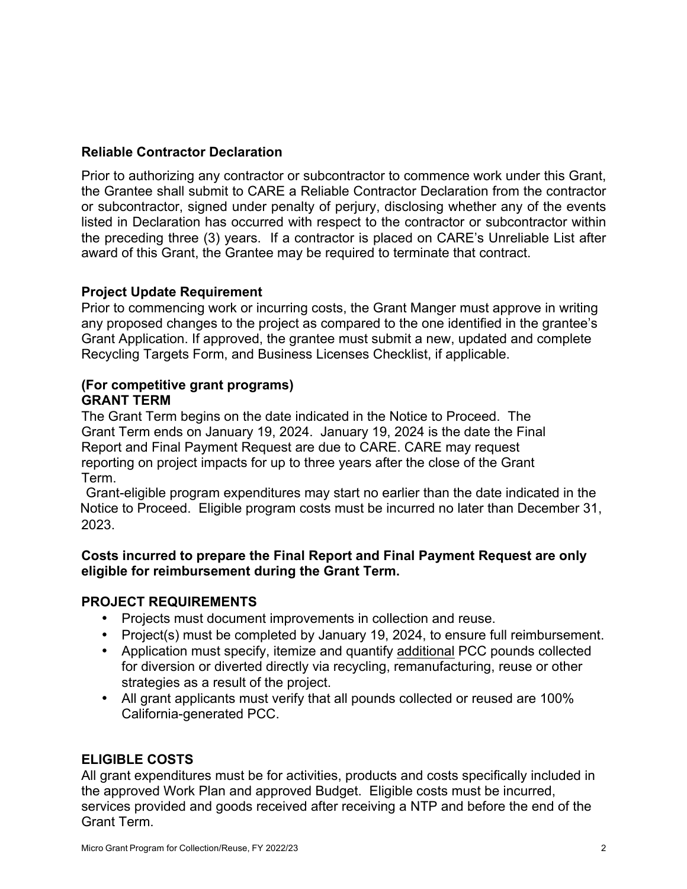**Reliable Contractor Declaration**

Prior to authorizing any contractor or subcontractor to commence work under this Grant, the Grantee shall submit to CARE a Reliable Contractor Declaration from the contractor or subcontractor, signed under penalty of perjury, disclosing whether any of the events listed in Declaration has occurred with respect to the contractor or subcontractor within the preceding three (3) years. If a contractor is placed on CARE's Unreliable List after award of this Grant, the Grantee may be required to terminate that contract.

**Project Update Requirement**

Prior to commencing work or incurring costs, the Grant Manger must approve in writing any proposed changes to the project as compared to the one identified in the grantee's Grant Application. If approved, the grantee must submit a new, updated and complete Recycling Targets Form, and Business Licenses Checklist, if applicable.

**(For competitive grant programs)**
**GRANT TERM**

The Grant Term begins on the date indicated in the Notice to Proceed. The Grant Term ends on January 19, 2024. January 19, 2024 is the date the Final Report and Final Payment Request are due to CARE. CARE may request reporting on project impacts for up to three years after the close of the Grant Term.

Grant-eligible program expenditures may start no earlier than the date indicated in the Notice to Proceed. Eligible program costs must be incurred no later than December 31, 2023.

**Costs incurred to prepare the Final Report and Final Payment Request are only eligible for reimbursement during the Grant Term.**

**PROJECT REQUIREMENTS**

- Projects must document improvements in collection and reuse.
- Project(s) must be completed by January 19, 2024, to ensure full reimbursement.
- Application must specify, itemize and quantify additional PCC pounds collected for diversion or diverted directly via recycling, remanufacturing, reuse or other strategies as a result of the project.
- All grant applicants must verify that all pounds collected or reused are 100% California-generated PCC.

**ELIGIBLE COSTS**

All grant expenditures must be for activities, products and costs specifically included in the approved Work Plan and approved Budget. Eligible costs must be incurred, services provided and goods received after receiving a NTP and before the end of the Grant Term.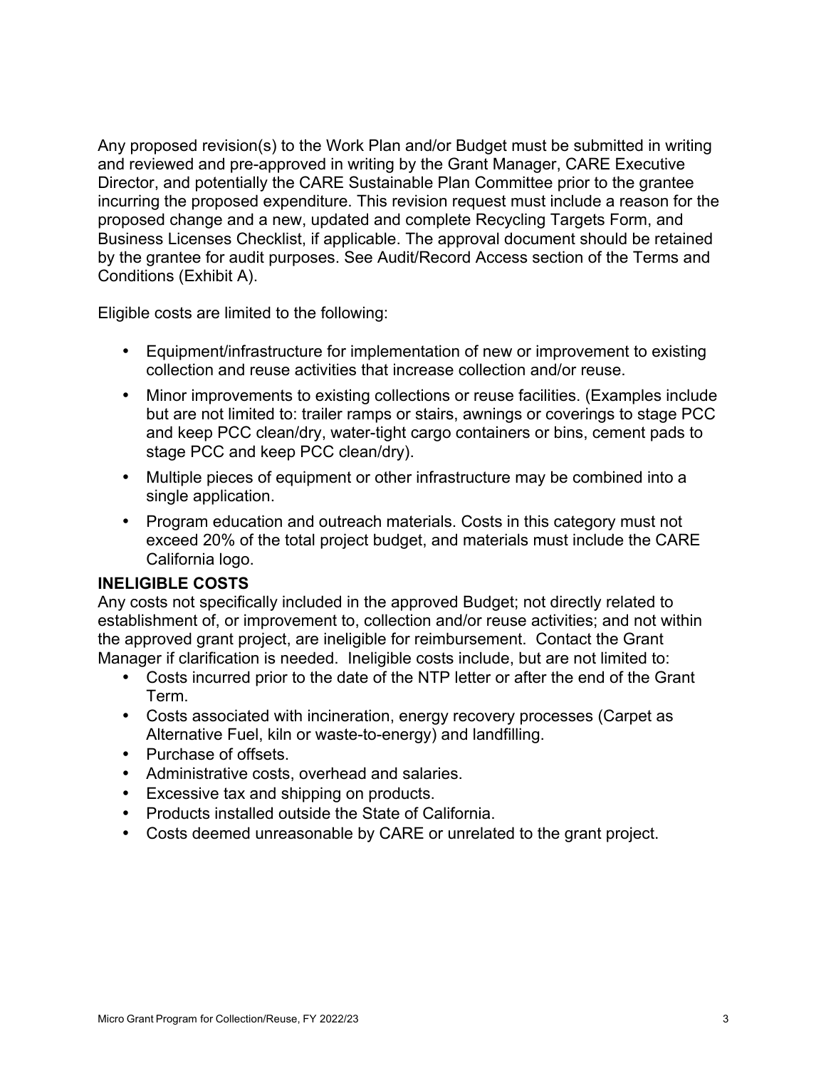Any proposed revision(s) to the Work Plan and/or Budget must be submitted in writing and reviewed and pre-approved in writing by the Grant Manager, CARE Executive Director, and potentially the CARE Sustainable Plan Committee prior to the grantee incurring the proposed expenditure. This revision request must include a reason for the proposed change and a new, updated and complete Recycling Targets Form, and Business Licenses Checklist, if applicable. The approval document should be retained by the grantee for audit purposes. See Audit/Record Access section of the Terms and Conditions (Exhibit A).

Eligible costs are limited to the following:

- Equipment/infrastructure for implementation of new or improvement to existing collection and reuse activities that increase collection and/or reuse.
- Minor improvements to existing collections or reuse facilities. (Examples include but are not limited to: trailer ramps or stairs, awnings or coverings to stage PCC and keep PCC clean/dry, water-tight cargo containers or bins, cement pads to stage PCC and keep PCC clean/dry).
- Multiple pieces of equipment or other infrastructure may be combined into a single application.
- Program education and outreach materials. Costs in this category must not exceed 20% of the total project budget, and materials must include the CARE California logo.

**INELIGIBLE COSTS**

Any costs not specifically included in the approved Budget; not directly related to establishment of, or improvement to, collection and/or reuse activities; and not within the approved grant project, are ineligible for reimbursement. Contact the Grant Manager if clarification is needed. Ineligible costs include, but are not limited to:

- Costs incurred prior to the date of the NTP letter or after the end of the Grant Term.
- Costs associated with incineration, energy recovery processes (Carpet as Alternative Fuel, kiln or waste-to-energy) and landfilling.
- Purchase of offsets.
- Administrative costs, overhead and salaries.
- Excessive tax and shipping on products.
- Products installed outside the State of California.
- Costs deemed unreasonable by CARE or unrelated to the grant project.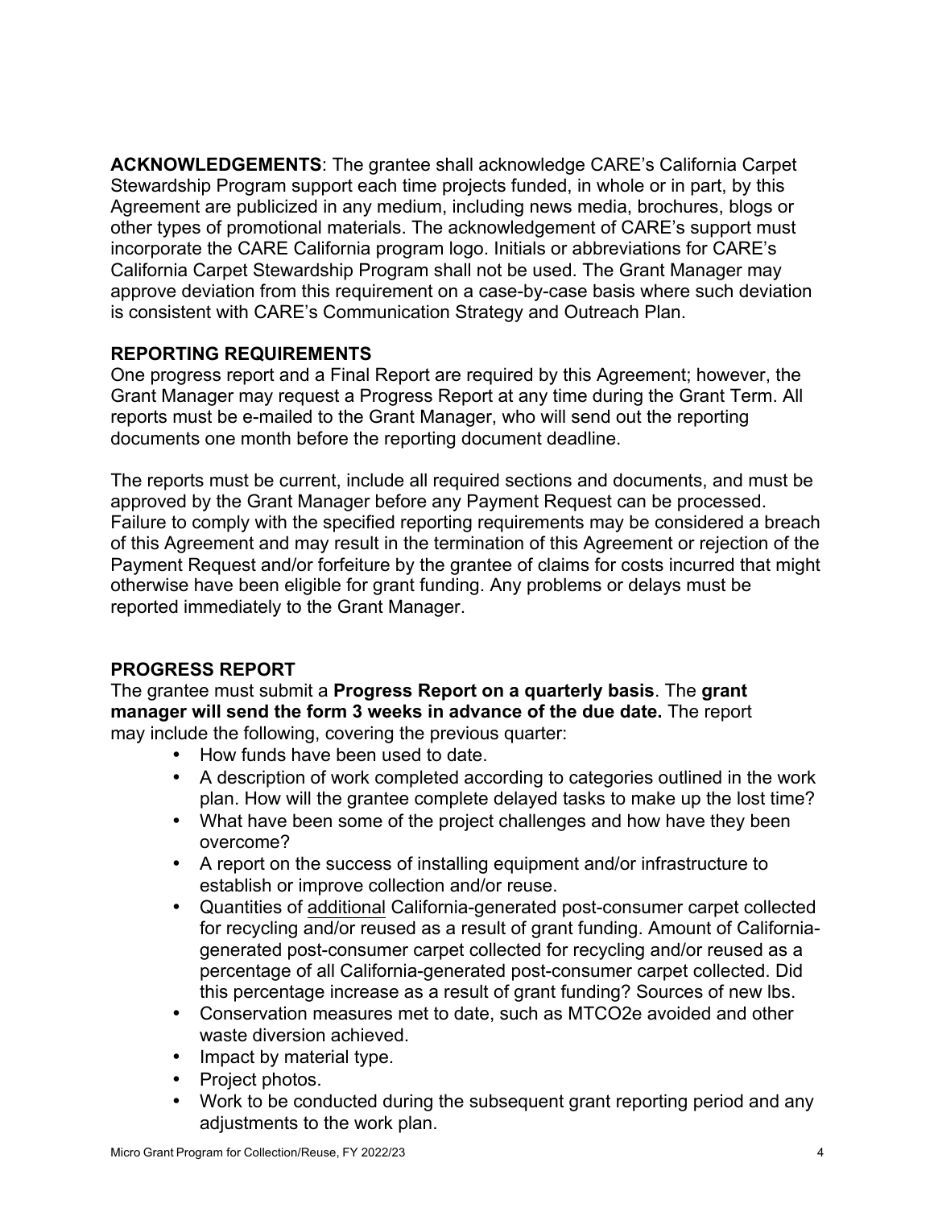**ACKNOWLEDGEMENTS**: The grantee shall acknowledge CARE's California Carpet Stewardship Program support each time projects funded, in whole or in part, by this Agreement are publicized in any medium, including news media, brochures, blogs or other types of promotional materials. The acknowledgement of CARE's support must incorporate the CARE California program logo. Initials or abbreviations for CARE's California Carpet Stewardship Program shall not be used. The Grant Manager may approve deviation from this requirement on a case-by-case basis where such deviation is consistent with CARE's Communication Strategy and Outreach Plan.

## REPORTING REQUIREMENTS

One progress report and a Final Report are required by this Agreement; however, the Grant Manager may request a Progress Report at any time during the Grant Term. All reports must be e-mailed to the Grant Manager, who will send out the reporting documents one month before the reporting document deadline.

The reports must be current, include all required sections and documents, and must be approved by the Grant Manager before any Payment Request can be processed. Failure to comply with the specified reporting requirements may be considered a breach of this Agreement and may result in the termination of this Agreement or rejection of the Payment Request and/or forfeiture by the grantee of claims for costs incurred that might otherwise have been eligible for grant funding. Any problems or delays must be reported immediately to the Grant Manager.

## PROGRESS REPORT

The grantee must submit a **Progress Report on a quarterly basis**. The **grant manager will send the form 3 weeks in advance of the due date.** The report may include the following, covering the previous quarter:

- How funds have been used to date.
- A description of work completed according to categories outlined in the work plan. How will the grantee complete delayed tasks to make up the lost time?
- What have been some of the project challenges and how have they been overcome?
- A report on the success of installing equipment and/or infrastructure to establish or improve collection and/or reuse.
- Quantities of <u>additional</u> California-generated post-consumer carpet collected for recycling and/or reused as a result of grant funding. Amount of California-generated post-consumer carpet collected for recycling and/or reused as a percentage of all California-generated post-consumer carpet collected. Did this percentage increase as a result of grant funding? Sources of new lbs.
- Conservation measures met to date, such as MTCO2e avoided and other waste diversion achieved.
- Impact by material type.
- Project photos.
- Work to be conducted during the subsequent grant reporting period and any adjustments to the work plan.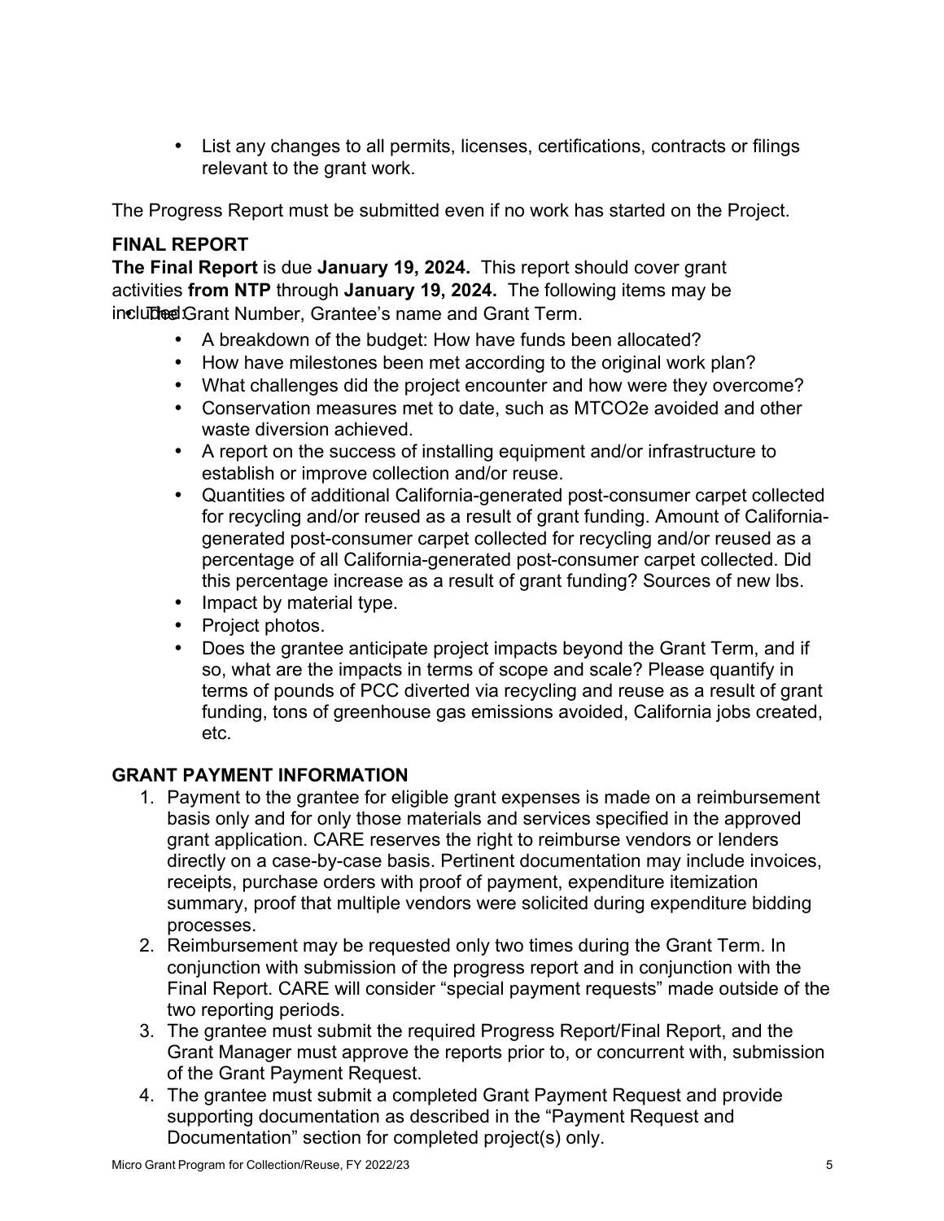- List any changes to all permits, licenses, certifications, contracts or filings relevant to the grant work.

The Progress Report must be submitted even if no work has started on the Project.

**FINAL REPORT**

**The Final Report** is due **January 19, 2024.** This report should cover grant activities **from NTP** through **January 19, 2024.** The following items may be included:

- The Grant Number, Grantee's name and Grant Term.
- A breakdown of the budget: How have funds been allocated?
- How have milestones been met according to the original work plan?
- What challenges did the project encounter and how were they overcome?
- Conservation measures met to date, such as MTCO2e avoided and other waste diversion achieved.
- A report on the success of installing equipment and/or infrastructure to establish or improve collection and/or reuse.
- Quantities of additional California-generated post-consumer carpet collected for recycling and/or reused as a result of grant funding. Amount of California-generated post-consumer carpet collected for recycling and/or reused as a percentage of all California-generated post-consumer carpet collected. Did this percentage increase as a result of grant funding? Sources of new lbs.
- Impact by material type.
- Project photos.
- Does the grantee anticipate project impacts beyond the Grant Term, and if so, what are the impacts in terms of scope and scale? Please quantify in terms of pounds of PCC diverted via recycling and reuse as a result of grant funding, tons of greenhouse gas emissions avoided, California jobs created, etc.

**GRANT PAYMENT INFORMATION**

1. Payment to the grantee for eligible grant expenses is made on a reimbursement basis only and for only those materials and services specified in the approved grant application. CARE reserves the right to reimburse vendors or lenders directly on a case-by-case basis. Pertinent documentation may include invoices, receipts, purchase orders with proof of payment, expenditure itemization summary, proof that multiple vendors were solicited during expenditure bidding processes.
2. Reimbursement may be requested only two times during the Grant Term. In conjunction with submission of the progress report and in conjunction with the Final Report. CARE will consider "special payment requests" made outside of the two reporting periods.
3. The grantee must submit the required Progress Report/Final Report, and the Grant Manager must approve the reports prior to, or concurrent with, submission of the Grant Payment Request.
4. The grantee must submit a completed Grant Payment Request and provide supporting documentation as described in the "Payment Request and Documentation" section for completed project(s) only.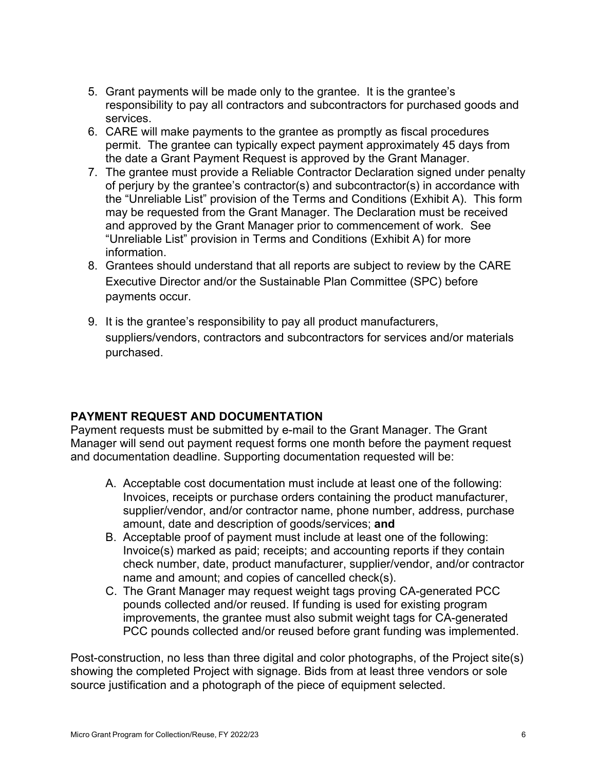5. Grant payments will be made only to the grantee. It is the grantee's responsibility to pay all contractors and subcontractors for purchased goods and services.
6. CARE will make payments to the grantee as promptly as fiscal procedures permit. The grantee can typically expect payment approximately 45 days from the date a Grant Payment Request is approved by the Grant Manager.
7. The grantee must provide a Reliable Contractor Declaration signed under penalty of perjury by the grantee's contractor(s) and subcontractor(s) in accordance with the "Unreliable List" provision of the Terms and Conditions (Exhibit A). This form may be requested from the Grant Manager. The Declaration must be received and approved by the Grant Manager prior to commencement of work. See "Unreliable List" provision in Terms and Conditions (Exhibit A) for more information.
8. Grantees should understand that all reports are subject to review by the CARE Executive Director and/or the Sustainable Plan Committee (SPC) before payments occur.
9. It is the grantee's responsibility to pay all product manufacturers, suppliers/vendors, contractors and subcontractors for services and/or materials purchased.

## PAYMENT REQUEST AND DOCUMENTATION

Payment requests must be submitted by e-mail to the Grant Manager. The Grant Manager will send out payment request forms one month before the payment request and documentation deadline. Supporting documentation requested will be:

A. Acceptable cost documentation must include at least one of the following: Invoices, receipts or purchase orders containing the product manufacturer, supplier/vendor, and/or contractor name, phone number, address, purchase amount, date and description of goods/services; **and**
B. Acceptable proof of payment must include at least one of the following: Invoice(s) marked as paid; receipts; and accounting reports if they contain check number, date, product manufacturer, supplier/vendor, and/or contractor name and amount; and copies of cancelled check(s).
C. The Grant Manager may request weight tags proving CA-generated PCC pounds collected and/or reused. If funding is used for existing program improvements, the grantee must also submit weight tags for CA-generated PCC pounds collected and/or reused before grant funding was implemented.

Post-construction, no less than three digital and color photographs, of the Project site(s) showing the completed Project with signage. Bids from at least three vendors or sole source justification and a photograph of the piece of equipment selected.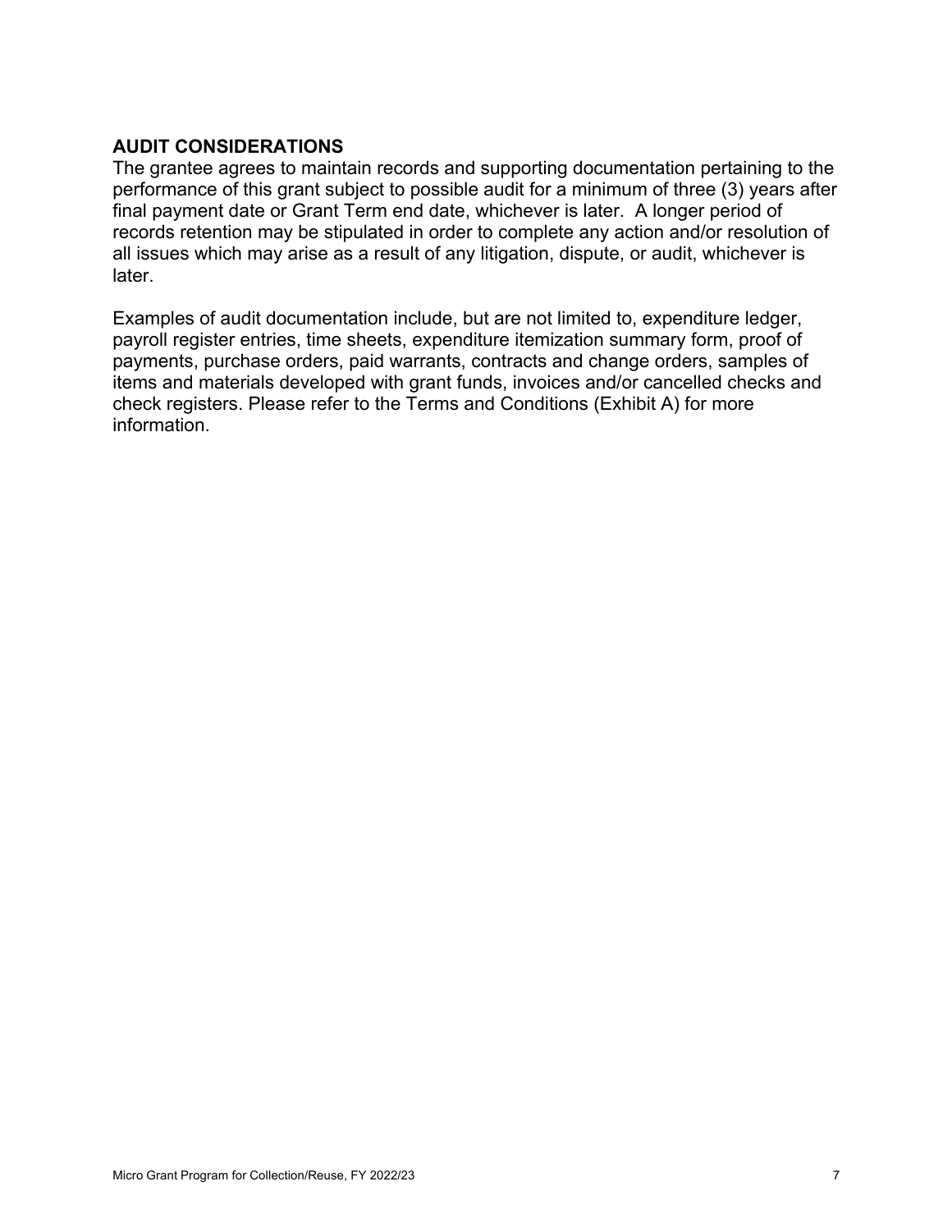## AUDIT CONSIDERATIONS

The grantee agrees to maintain records and supporting documentation pertaining to the performance of this grant subject to possible audit for a minimum of three (3) years after final payment date or Grant Term end date, whichever is later. A longer period of records retention may be stipulated in order to complete any action and/or resolution of all issues which may arise as a result of any litigation, dispute, or audit, whichever is later.

Examples of audit documentation include, but are not limited to, expenditure ledger, payroll register entries, time sheets, expenditure itemization summary form, proof of payments, purchase orders, paid warrants, contracts and change orders, samples of items and materials developed with grant funds, invoices and/or cancelled checks and check registers. Please refer to the Terms and Conditions (Exhibit A) for more information.